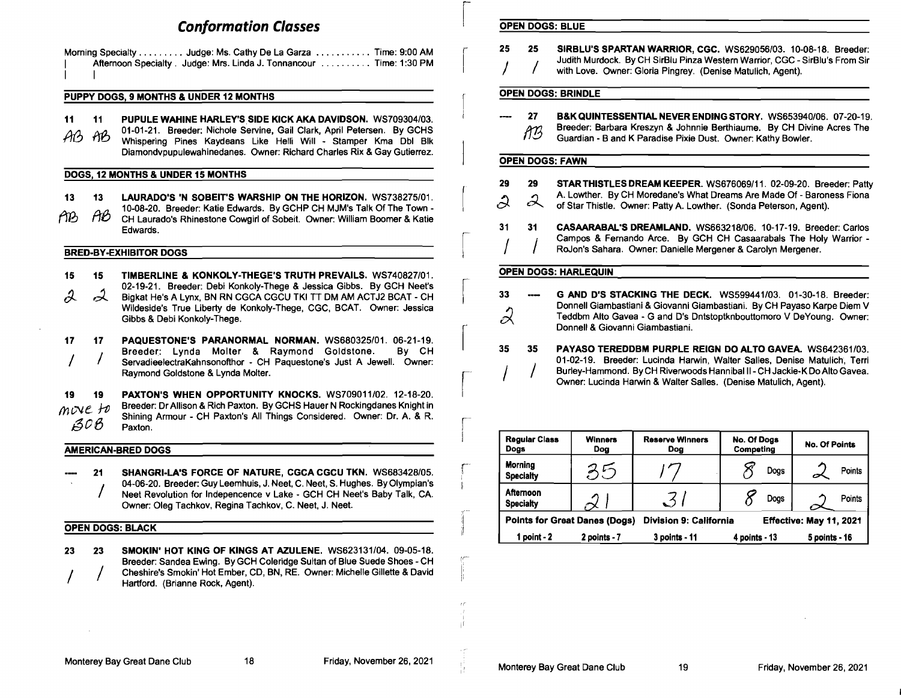# Conformation Classes

Morning Specialty . . . . . . . . . Judge: Ms. Cathy De La Garza . . . . . . . . . . . Time: 9:00 AM
| Afternoon Specialty . Judge: Mrs. Linda J. Tonnancour . . . . . . . . . . Time: 1:30 PM
| |

## PUPPY DOGS, 9 MONTHS & UNDER 12 MONTHS

**11 11** **PUPULE WAHINE HARLEY'S SIDE KICK AKA DAVIDSON.** WS709304/03. 01-01-21. Breeder: Nichole Servine, Gail Clark, April Petersen. By GCHS Whispering Pines Kaydeans Like Helli Will - Stamper Kma Dbl Blk Diamondvpupulewahinedanes. Owner: Richard Charles Rix & Gay Gutierrez.
AB AB

## DOGS, 12 MONTHS & UNDER 15 MONTHS

**13 13** **LAURADO'S 'N SOBEIT'S WARSHIP ON THE HORIZON.** WS738275/01. 10-08-20. Breeder: Katie Edwards. By GCHP CH MJM's Talk Of The Town - CH Laurado's Rhinestone Cowgirl of Sobeit. Owner: William Boomer & Katie Edwards.
AB AB

## BRED-BY-EXHIBITOR DOGS

**15 15** **TIMBERLINE & KONKOLY-THEGE'S TRUTH PREVAILS.** WS740827/01. 02-19-21. Breeder: Debi Konkoly-Thege & Jessica Gibbs. By GCH Neet's Bigkat He's A Lynx, BN RN CGCA CGCU TKI TT DM AM ACTJ2 BCAT - CH Wildeside's True Liberty de Konkoly-Thege, CGC, BCAT. Owner: Jessica Gibbs & Debi Konkoly-Thege.
2 2

**17 17** **PAQUESTONE'S PARANORMAL NORMAN.** WS680325/01. 06-21-19. Breeder: Lynda Molter & Raymond Goldstone. By CH ServadieelectraKahnsonofthor - CH Paquestone's Just A Jewell. Owner: Raymond Goldstone & Lynda Molter.
/ /

**19 19** **PAXTON'S WHEN OPPORTUNITY KNOCKS.** WS709011/02. 12-18-20. Breeder: Dr Allison & Rich Paxton. By GCHS Hauer N Rockingdanes Knight in Shining Armour - CH Paxton's All Things Considered. Owner: Dr. A. & R. Paxton.
move to BOB

## AMERICAN-BRED DOGS

**---- 21** **SHANGRI-LA'S FORCE OF NATURE, CGCA CGCU TKN.** WS683428/05. 04-06-20. Breeder: Guy Leemhuis, J. Neet, C. Neet, S. Hughes. By Olympian's Neet Revolution for Indepencence v Lake - GCH CH Neet's Baby Talk, CA. Owner: Oleg Tachkov, Regina Tachkov, C. Neet, J. Neet.
/

## OPEN DOGS: BLACK

**23 23** **SMOKIN' HOT KING OF KINGS AT AZULENE.** WS623131/04. 09-05-18. Breeder: Sandea Ewing. By GCH Coleridge Sultan of Blue Suede Shoes - CH Cheshire's Smokin' Hot Ember, CD, BN, RE. Owner: Michelle Gillette & David Hartford. (Brianne Rock, Agent).
/ /

## OPEN DOGS: BLUE

**25 25** **SIRBLU'S SPARTAN WARRIOR, CGC.** WS629056/03. 10-08-18. Breeder: Judith Murdock. By CH SirBlu Pinza Western Warrior, CGC - SirBlu's From Sir with Love. Owner: Gloria Pingrey. (Denise Matulich, Agent).
/ /

## OPEN DOGS: BRINDLE

**---- 27** **B&K QUINTESSENTIAL NEVER ENDING STORY.** WS653940/06. 07-20-19. Breeder: Barbara Kreszyn & Johnnie Berthiaume. By CH Divine Acres The Guardian - B and K Paradise Pixie Dust. Owner: Kathy Bowler.
AB

## OPEN DOGS: FAWN

**29 29** **STAR THISTLES DREAM KEEPER.** WS676069/11. 02-09-20. Breeder: Patty A. Lowther. By CH Moredane's What Dreams Are Made Of - Baroness Fiona of Star Thistle. Owner: Patty A. Lowther. (Sonda Peterson, Agent).
2 2

**31 31** **CASAARABAL'S DREAMLAND.** WS663218/06. 10-17-19. Breeder: Carlos Campos & Fernando Arce. By GCH CH Casaarabals The Holy Warrior - RoJon's Sahara. Owner: Danielle Mergener & Carolyn Mergener.
/ /

## OPEN DOGS: HARLEQUIN

**33 ----** **G AND D'S STACKING THE DECK.** WS599441/03. 01-30-18. Breeder: Donnell Giambastiani & Giovanni Giambastiani. By CH Payaso Karpe Diem V Teddbm Alto Gavea - G and D's Dntstoptknbouttomoro V DeYoung. Owner: Donnell & Giovanni Giambastiani.
2

**35 35** **PAYASO TEREDDBM PURPLE REIGN DO ALTO GAVEA.** WS642361/03. 01-02-19. Breeder: Lucinda Harwin, Walter Salles, Denise Matulich, Terri Burley-Hammond. By CH Riverwoods Hannibal II - CH Jackie-K Do Alto Gavea. Owner: Lucinda Harwin & Walter Salles. (Denise Matulich, Agent).
/ /

| Regular Class Dogs | Winners Dog | Reserve Winners Dog | No. Of Dogs Competing | No. Of Points |
|---|---|---|---|---|
| Morning Specialty | 35 | 17 | 8 Dogs | 2 Points |
| Afternoon Specialty | 21 | 31 | 8 Dogs | 2 Points |
| Points for Great Danes (Dogs) | | Division 9: California | | Effective: May 11, 2021 |
| 1 point - 2 | 2 points - 7 | 3 points - 11 | 4 points - 13 | 5 points - 16 |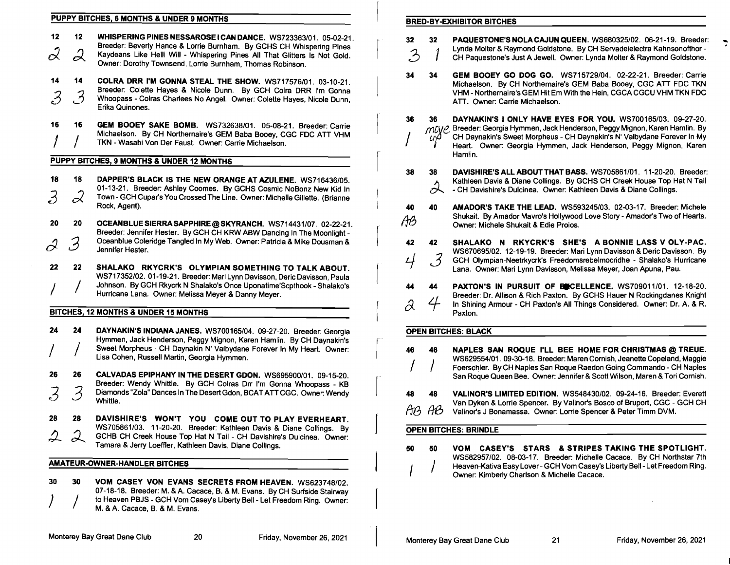## PUPPY BITCHES, 6 MONTHS & UNDER 9 MONTHS

**12** 12 **WHISPERING PINES NESSAROSE I CAN DANCE.** WS723363/01. 05-02-21. Breeder: Beverly Hance & Lorrie Burnham. By GCHS CH Whispering Pines Kaydeans Like Helli Will - Whispering Pines All That Glitters Is Not Gold. Owner: Dorothy Townsend, Lorrie Burnham, Thomas Robinson.
2 2

**14** 14 **COLRA DRR I'M GONNA STEAL THE SHOW.** WS717576/01. 03-10-21. Breeder: Colette Hayes & Nicole Dunn. By GCH Colra DRR I'm Gonna Whoopass - Colras Charlees No Angel. Owner: Colette Hayes, Nicole Dunn, Erika Quinones.
3 3

**16** 16 **GEM BOOEY SAKE BOMB.** WS732638/01. 05-08-21. Breeder: Carrie Michaelson. By CH Northernaire's GEM Baba Booey, CGC FDC ATT VHM TKN - Wasabi Von Der Faust. Owner: Carrie Michaelson.
1 1

## PUPPY BITCHES, 9 MONTHS & UNDER 12 MONTHS

**18** 18 **DAPPER'S BLACK IS THE NEW ORANGE AT AZULENE.** WS716436/05. 01-13-21. Breeder: Ashley Coomes. By GCHS Cosmic NoBonz New Kid In Town - GCH Cupar's You Crossed The Line. Owner: Michelle Gillette. (Brianne Rock, Agent).
3 2

**20** 20 **OCEANBLUE SIERRA SAPPHIRE @ SKYRANCH.** WS714431/07. 02-22-21. Breeder: Jennifer Hester. By GCH CH KRW ABW Dancing In The Moonlight - Oceanblue Coleridge Tangled In My Web. Owner: Patricia & Mike Dousman & Jennifer Hester.
2 3

**22** 22 **SHALAKO RKYCRK'S OLYMPIAN SOMETHING TO TALK ABOUT.** WS717352/02. 01-19-21. Breeder: Mari Lynn Davisson, Deric Davisson, Paula Johnson. By GCH Rkycrk N Shalako's Once Uponatime'Scpthook - Shalako's Hurricane Lana. Owner: Melissa Meyer & Danny Meyer.
1 1

## BITCHES, 12 MONTHS & UNDER 15 MONTHS

**24** 24 **DAYNAKIN'S INDIANA JANES.** WS700165/04. 09-27-20. Breeder: Georgia Hymmen, Jack Henderson, Peggy Mignon, Karen Hamlin. By CH Daynakin's Sweet Morpheus - CH Daynakin N' Valbydane Forever In My Heart. Owner: Lisa Cohen, Russell Martin, Georgia Hymmen.
1 1

**26** 26 **CALVADAS EPIPHANY IN THE DESERT GDON.** WS695900/01. 09-15-20. Breeder: Wendy Whittle. By GCH Colras Drr I'm Gonna Whoopass - KB Diamonds "Zola" Dances In The Desert Gdon, BCAT ATT CGC. Owner: Wendy Whittle.
3 3

**28** 28 **DAVISHIRE'S WON'T YOU COME OUT TO PLAY EVERHEART.** WS705861/03. 11-20-20. Breeder: Kathleen Davis & Diane Collings. By GCHB CH Creek House Top Hat N Tail - CH Davishire's Dulcinea. Owner: Tamara & Jerry Loeffler, Kathleen Davis, Diane Collings.
2 2

## AMATEUR-OWNER-HANDLER BITCHES

**30** 30 **VOM CASEY VON EVANS SECRETS FROM HEAVEN.** WS623748/02. 07-18-18. Breeder: M. & A. Cacace, B. & M. Evans. By CH Surfside Stairway to Heaven PBJS - GCH Vom Casey's Liberty Bell - Let Freedom Ring. Owner: M. & A. Cacace, B. & M. Evans.
1 1

## BRED-BY-EXHIBITOR BITCHES

**32** 32 **PAQUESTONE'S NOLA CAJUN QUEEN.** WS680325/02. 06-21-19. Breeder: Lynda Molter & Raymond Goldstone. By CH Servadeielectra Kahnsonofthor - CH Paquestone's Just A Jewell. Owner: Lynda Molter & Raymond Goldstone.
3 1

**34** 34 **GEM BOOEY GO DOG GO.** WS715729/04. 02-22-21. Breeder: Carrie Michaelson. By CH Northernaire's GEM Baba Booey, CGC ATT FDC TKN VHM - Northernaire's GEM Hit Em With the Hein, CGCA CGCU VHM TKN FDC ATT. Owner: Carrie Michaelson.

**36** 36 **DAYNAKIN'S I ONLY HAVE EYES FOR YOU.** WS700165/03. 09-27-20. Breeder: Georgia Hymmen, Jack Henderson, Peggy Mignon, Karen Hamlin. By CH Daynakin's Sweet Morpheus - CH Daynakin's N' Valbydane Forever In My Heart. Owner: Georgia Hymmen, Jack Henderson, Peggy Mignon, Karen Hamlin.
1 move up

**38** 38 **DAVISHIRE'S ALL ABOUT THAT BASS.** WS705861/01. 11-20-20. Breeder: Kathleen Davis & Diane Collings. By GCHS CH Creek House Top Hat N Tail - CH Davishire's Dulcinea. Owner: Kathleen Davis & Diane Collings.
2

**40** 40 **AMADOR'S TAKE THE LEAD.** WS593245/03. 02-03-17. Breeder: Michele Shukait. By Amador Mavro's Hollywood Love Story - Amador's Two of Hearts. Owner: Michele Shukait & Edie Proios.
AB

**42** 42 **SHALAKO N RKYCRK'S SHE'S A BONNIE LASS V OLY-PAC.** WS670695/02. 12-19-19. Breeder: Mari Lynn Davisson & Deric Davisson. By GCH Olympian-Neetrkycrk's Freedomsrebelmocridhe - Shalako's Hurricane Lana. Owner: Mari Lynn Davisson, Melissa Meyer, Joan Apuna, Pau.
4 3

**44** 44 **PAXTON'S IN PURSUIT OF EXCELLENCE.** WS709011/01. 12-18-20. Breeder: Dr. Allison & Rich Paxton. By GCHS Hauer N Rockingdanes Knight In Shining Armour - CH Paxton's All Things Considered. Owner: Dr. A. & R. Paxton.
2 4

## OPEN BITCHES: BLACK

**46** 46 **NAPLES SAN ROQUE I'LL BEE HOME FOR CHRISTMAS @ TREUE.** WS629554/01. 09-30-18. Breeder: Maren Cornish, Jeanette Copeland, Maggie Foerschler. By CH Naples San Roque Raedon Going Commando - CH Naples San Roque Queen Bee. Owner: Jennifer & Scott Wilson, Maren & Tori Cornish.
1 1

**48** 48 **VALINOR'S LIMITED EDITION.** WS548430/02. 09-24-16. Breeder: Everett Van Dyken & Lorrie Spencer. By Valinor's Bosco of Bruport, CGC - GCH CH Valinor's J Bonamassa. Owner: Lorrie Spencer & Peter Timm DVM.
AB AB

## OPEN BITCHES: BRINDLE

**50** 50 **VOM CASEY'S STARS & STRIPES TAKING THE SPOTLIGHT.** WS582957/02. 08-03-17. Breeder: Michelle Cacace. By CH Northstar 7th Heaven-Kativa Easy Lover - GCH Vom Casey's Liberty Bell - Let Freedom Ring. Owner: Kimberly Charlson & Michelle Cacace.
1 1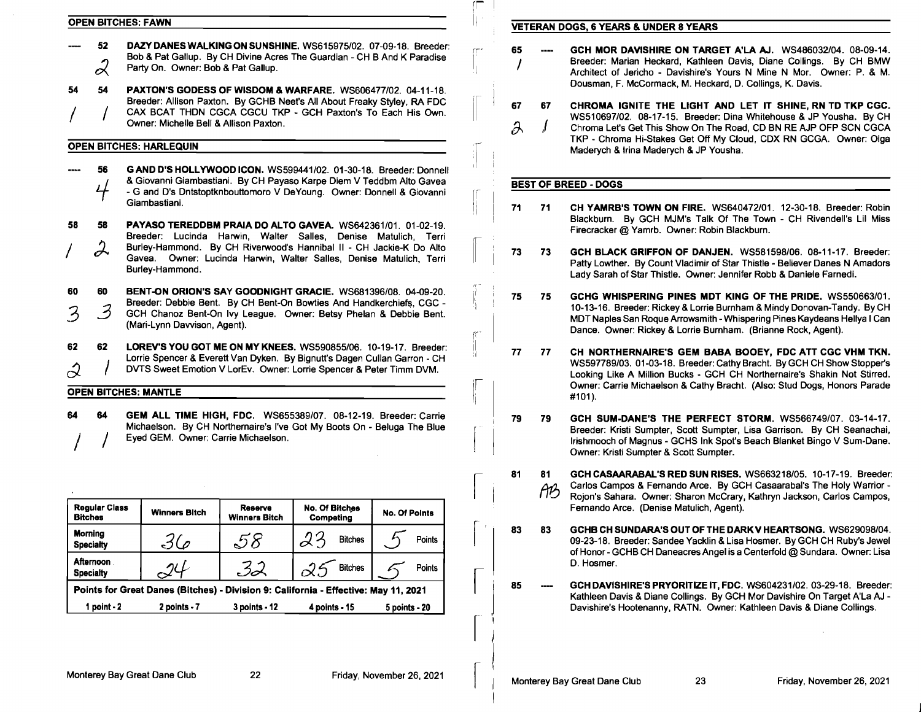## OPEN BITCHES: FAWN

---- 52 **DAZY DANES WALKING ON SUNSHINE.** WS615975/02. 07-09-18. Breeder: Bob & Pat Gallup. By CH Divine Acres The Guardian - CH B And K Paradise Party On. Owner: Bob & Pat Gallup.
2

54 54 **PAXTON'S GODESS OF WISDOM & WARFARE.** WS606477/02. 04-11-18. Breeder: Allison Paxton. By GCHB Neet's All About Freaky Styley, RA FDC CAX BCAT THDN CGCA CGCU TKP - GCH Paxton's To Each His Own. Owner: Michelle Bell & Allison Paxton.
1 1

## OPEN BITCHES: HARLEQUIN

---- 56 **G AND D'S HOLLYWOOD ICON.** WS599441/02. 01-30-18. Breeder: Donnell & Giovanni Giambastiani. By CH Payaso Karpe Diem V Teddbm Alto Gavea - G and D's Dntstoptknbouttomoro V DeYoung. Owner: Donnell & Giovanni Giambastiani.
4

58 58 **PAYASO TEREDDBM PRAIA DO ALTO GAVEA.** WS642361/01. 01-02-19. Breeder: Lucinda Harwin, Walter Salles, Denise Matulich, Terri Burley-Hammond. By CH Riverwood's Hannibal II - CH Jackie-K Do Alto Gavea. Owner: Lucinda Harwin, Walter Salles, Denise Matulich, Terri Burley-Hammond.
1 2

60 60 **BENT-ON ORION'S SAY GOODNIGHT GRACIE.** WS681396/08. 04-09-20. Breeder: Debbie Bent. By CH Bent-On Bowties And Handkerchiefs, CGC - GCH Chanoz Bent-On Ivy League. Owner: Betsy Phelan & Debbie Bent. (Mari-Lynn Davvison, Agent).
3 3

62 62 **LOREV'S YOU GOT ME ON MY KNEES.** WS590855/06. 10-19-17. Breeder: Lorrie Spencer & Everett Van Dyken. By Bignutt's Dagen Cullan Garron - CH DVTS Sweet Emotion V LorEv. Owner: Lorrie Spencer & Peter Timm DVM.
2 1

## OPEN BITCHES: MANTLE

64 64 **GEM ALL TIME HIGH, FDC.** WS655389/07. 08-12-19. Breeder: Carrie Michaelson. By CH Northernaire's I've Got My Boots On - Beluga The Blue Eyed GEM. Owner: Carrie Michaelson.
1 1

| Regular Class Bitches | Winners Bitch | Reserve Winners Bitch | No. Of Bitches Competing | No. Of Points |
|---|---|---|---|---|
| Morning Specialty | 36 | 58 | 23 Bitches | 5 Points |
| Afternoon Specialty | 24 | 32 | 25 Bitches | 5 Points |
| Points for Great Danes (Bitches) - Division 9: California - Effective: May 11, 2021 | | | | |
| 1 point - 2 | 2 points - 7 | 3 points - 12 | 4 points - 15 | 5 points - 20 |

## VETERAN DOGS, 6 YEARS & UNDER 8 YEARS

65 ---- **GCH MOR DAVISHIRE ON TARGET A'LA AJ.** WS486032/04. 08-09-14. Breeder: Marian Heckard, Kathleen Davis, Diane Collings. By CH BMW Architect of Jericho - Davishire's Yours N Mine N Mor. Owner: P. & M. Dousman, F. McCormack, M. Heckard, D. Collings, K. Davis.
1

67 67 **CHROMA IGNITE THE LIGHT AND LET IT SHINE, RN TD TKP CGC.** WS510697/02. 08-17-15. Breeder: Dina Whitehouse & JP Yousha. By CH Chroma Let's Get This Show On The Road, CD BN RE AJP OFP SCN CGCA TKP - Chroma Hi-Stakes Get Off My Cloud, CDX RN GCGA. Owner: Olga Maderych & Irina Maderych & JP Yousha.
2 1

## BEST OF BREED - DOGS

71 71 **CH YAMRB'S TOWN ON FIRE.** WS640472/01. 12-30-18. Breeder: Robin Blackburn. By GCH MJM's Talk Of The Town - CH Rivendell's Lil Miss Firecracker @ Yamrb. Owner: Robin Blackburn.

73 73 **GCH BLACK GRIFFON OF DANJEN.** WS581598/06. 08-11-17. Breeder: Patty Lowther. By Count Vladimir of Star Thistle - Believer Danes N Amadors Lady Sarah of Star Thistle. Owner: Jennifer Robb & Daniele Farnedi.

75 75 **GCHG WHISPERING PINES MDT KING OF THE PRIDE.** WS550663/01. 10-13-16. Breeder: Rickey & Lorrie Burnham & Mindy Donovan-Tandy. By CH MDT Naples San Roque Arrowsmith - Whispering Pines Kaydeans Hellya I Can Dance. Owner: Rickey & Lorrie Burnham. (Brianne Rock, Agent).

77 77 **CH NORTHERNAIRE'S GEM BABA BOOEY, FDC ATT CGC VHM TKN.** WS597789/03. 01-03-18. Breeder: Cathy Bracht. By GCH CH Show Stopper's Looking Like A Million Bucks - GCH CH Northernaire's Shakin Not Stirred. Owner: Carrie Michaelson & Cathy Bracht. (Also: Stud Dogs, Honors Parade #101).

79 79 **GCH SUM-DANE'S THE PERFECT STORM.** WS566749/07. 03-14-17. Breeder: Kristi Sumpter, Scott Sumpter, Lisa Garrison. By CH Seanachai, Irishmooch of Magnus - GCHS Ink Spot's Beach Blanket Bingo V Sum-Dane. Owner: Kristi Sumpter & Scott Sumpter.

81 81 **GCH CASAARABAL'S RED SUN RISES.** WS663218/05. 10-17-19. Breeder: Carlos Campos & Fernando Arce. By GCH Casaarabal's The Holy Warrior - Rojon's Sahara. Owner: Sharon McCrary, Kathryn Jackson, Carlos Campos, Fernando Arce. (Denise Matulich, Agent).
AB

83 83 **GCHB CH SUNDARA'S OUT OF THE DARK V HEARTSONG.** WS629098/04. 09-23-18. Breeder: Sandee Yacklin & Lisa Hosmer. By GCH CH Ruby's Jewel of Honor - GCHB CH Daneacres Angel is a Centerfold @ Sundara. Owner: Lisa D. Hosmer.

85 ---- **GCH DAVISHIRE'S PRYORITIZE IT, FDC.** WS604231/02. 03-29-18. Breeder: Kathleen Davis & Diane Collings. By GCH Mor Davishire On Target A'La AJ - Davishire's Hootenanny, RATN. Owner: Kathleen Davis & Diane Collings.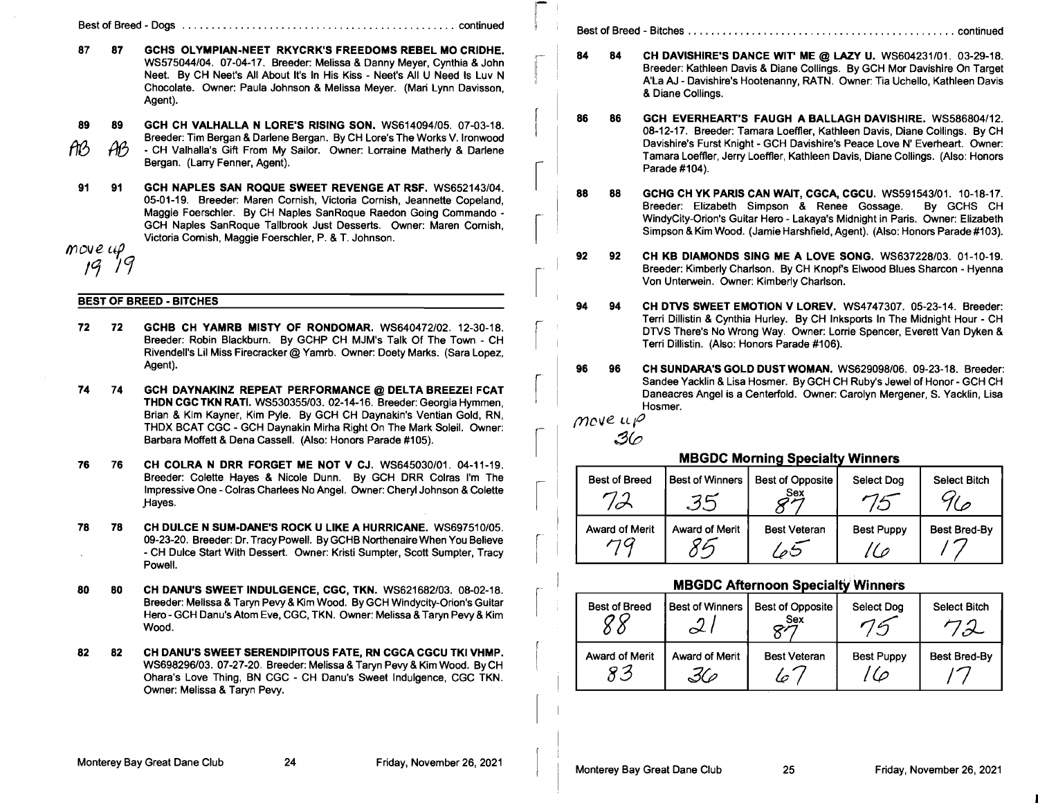Best of Breed - Dogs ............................................. continued

**87 87 GCHS OLYMPIAN-NEET RKYCRK'S FREEDOMS REBEL MO CRIDHE.** WS575044/04. 07-04-17. Breeder: Melissa & Danny Meyer, Cynthia & John Neet. By CH Neet's All About It's In His Kiss - Neet's All U Need Is Luv N Chocolate. Owner: Paula Johnson & Melissa Meyer. (Mari Lynn Davisson, Agent).

**89 89 GCH CH VALHALLA N LORE'S RISING SON.** WS614094/05. 07-03-18. Breeder: Tim Bergan & Darlene Bergan. By CH Lore's The Works V. Ironwood - CH Valhalla's Gift From My Sailor. Owner: Lorraine Matherly & Darlene Bergan. (Larry Fenner, Agent).

AB AB

**91 91 GCH NAPLES SAN ROQUE SWEET REVENGE AT RSF.** WS652143/04. 05-01-19. Breeder: Maren Cornish, Victoria Cornish, Jeannette Copeland, Maggie Foerschler. By CH Naples SanRoque Raedon Going Commando - GCH Naples SanRoque Tallbrook Just Desserts. Owner: Maren Cornish, Victoria Cornish, Maggie Foerschler, P. & T. Johnson.

move up 19 19

## BEST OF BREED - BITCHES

**72 72 GCHB CH YAMRB MISTY OF RONDOMAR.** WS640472/02. 12-30-18. Breeder: Robin Blackburn. By GCHP CH MJM's Talk Of The Town - CH Rivendell's Lil Miss Firecracker @ Yamrb. Owner: Doety Marks. (Sara Lopez, Agent).

**74 74 GCH DAYNAKINZ REPEAT PERFORMANCE @ DELTA BREEZE! FCAT THDN CGC TKN RATI.** WS530355/03. 02-14-16. Breeder: Georgia Hymmen, Brian & Kim Kayner, Kim Pyle. By GCH CH Daynakin's Ventian Gold, RN, THDX BCAT CGC - GCH Daynakin Mirha Right On The Mark Soleil. Owner: Barbara Moffett & Dena Cassell. (Also: Honors Parade #105).

**76 76 CH COLRA N DRR FORGET ME NOT V CJ.** WS645030/01. 04-11-19. Breeder: Colette Hayes & Nicole Dunn. By GCH DRR Colras I'm The Impressive One - Colras Charlees No Angel. Owner: Cheryl Johnson & Colette Hayes.

**78 78 CH DULCE N SUM-DANE'S ROCK U LIKE A HURRICANE.** WS697510/05. 09-23-20. Breeder: Dr. Tracy Powell. By GCHB Northenaire When You Believe - CH Dulce Start With Dessert. Owner: Kristi Sumpter, Scott Sumpter, Tracy Powell.

**80 80 CH DANU'S SWEET INDULGENCE, CGC, TKN.** WS621682/03. 08-02-18. Breeder: Melissa & Taryn Pevy & Kim Wood. By GCH Windycity-Orion's Guitar Hero - GCH Danu's Atom Eve, CGC, TKN. Owner: Melissa & Taryn Pevy & Kim Wood.

**82 82 CH DANU'S SWEET SERENDIPITOUS FATE, RN CGCA CGCU TKI VHMP.** WS698296/03. 07-27-20. Breeder: Melissa & Taryn Pevy & Kim Wood. By CH Ohara's Love Thing, BN CGC - CH Danu's Sweet Indulgence, CGC TKN. Owner: Melissa & Taryn Pevy.

Best of Breed - Bitches ............................................. continued

**84 84 CH DAVISHIRE'S DANCE WIT' ME @ LAZY U.** WS604231/01. 03-29-18. Breeder: Kathleen Davis & Diane Collings. By GCH Mor Davishire On Target A'La AJ - Davishire's Hootenanny, RATN. Owner: Tia Uchello, Kathleen Davis & Diane Collings.

**86 86 GCH EVERHEART'S FAUGH A BALLAGH DAVISHIRE.** WS586804/12. 08-12-17. Breeder: Tamara Loeffler, Kathleen Davis, Diane Collings. By CH Davishire's Furst Knight - GCH Davishire's Peace Love N' Everheart. Owner: Tamara Loeffler, Jerry Loeffler, Kathleen Davis, Diane Collings. (Also: Honors Parade #104).

**88 88 GCHG CH YK PARIS CAN WAIT, CGCA, CGCU.** WS591543/01. 10-18-17. Breeder: Elizabeth Simpson & Renee Gossage. By GCHS CH WindyCity-Orion's Guitar Hero - Lakaya's Midnight in Paris. Owner: Elizabeth Simpson & Kim Wood. (Jamie Harshfield, Agent). (Also: Honors Parade #103).

**92 92 CH KB DIAMONDS SING ME A LOVE SONG.** WS637228/03. 01-10-19. Breeder: Kimberly Charlson. By CH Knopf's Elwood Blues Sharcon - Hyenna Von Unterwein. Owner: Kimberly Charlson.

**94 94 CH DTVS SWEET EMOTION V LOREV.** WS4747307. 05-23-14. Breeder: Terri Dillistin & Cynthia Hurley. By CH Inksports In The Midnight Hour - CH DTVS There's No Wrong Way. Owner: Lorrie Spencer, Everett Van Dyken & Terri Dillistin. (Also: Honors Parade #106).

**96 96 CH SUNDARA'S GOLD DUST WOMAN.** WS629098/06. 09-23-18. Breeder: Sandee Yacklin & Lisa Hosmer. By GCH CH Ruby's Jewel of Honor - GCH CH Daneacres Angel is a Centerfold. Owner: Carolyn Mergener, S. Yacklin, Lisa Hosmer.

move up 36

### MBGDC Morning Specialty Winners

| Best of Breed | Best of Winners | Best of Opposite Sex | Select Dog | Select Bitch |
|---|---|---|---|---|
| 72 | 35 | 87 | 75 | 96 |
| **Award of Merit** | **Award of Merit** | **Best Veteran** | **Best Puppy** | **Best Bred-By** |
| 79 | 85 | 65 | 16 | 17 |

### MBGDC Afternoon Specialty Winners

| Best of Breed | Best of Winners | Best of Opposite Sex | Select Dog | Select Bitch |
|---|---|---|---|---|
| 88 | 21 | 87 | 75 | 72 |
| **Award of Merit** | **Award of Merit** | **Best Veteran** | **Best Puppy** | **Best Bred-By** |
| 83 | 36 | 67 | 16 | 17 |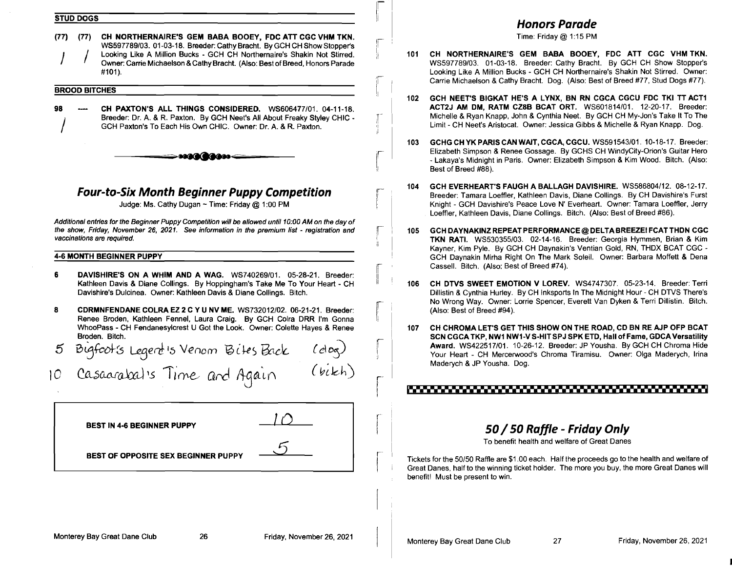**STUD DOGS**

(77) (77) **CH NORTHERNAIRE'S GEM BABA BOOEY, FDC ATT CGC VHM TKN.** WS597789/03. 01-03-18. Breeder: Cathy Bracht. By GCH CH Show Stopper's Looking Like A Million Bucks - GCH CH Northernaire's Shakin Not Stirred. Owner: Carrie Michaelson & Cathy Bracht. (Also: Best of Breed, Honors Parade #101).

/ /

**BROOD BITCHES**

98 ---- **CH PAXTON'S ALL THINGS CONSIDERED.** WS606477/01. 04-11-18. Breeder: Dr. A. & R. Paxton. By GCH Neet's All About Freaky Styley CHIC - GCH Paxton's To Each His Own CHIC. Owner: Dr. A. & R. Paxton.

/

## *Four-to-Six Month Beginner Puppy Competition*

Judge: Ms. Cathy Dugan ~ Time: Friday @ 1:00 PM

*Additional entries for the Beginner Puppy Competition will be allowed until 10:00 AM on the day of the show, Friday, November 26, 2021. See information in the premium list - registration and vaccinations are required.*

**4-6 MONTH BEGINNER PUPPY**

6 **DAVISHIRE'S ON A WHIM AND A WAG.** WS740269/01. 05-28-21. Breeder: Kathleen Davis & Diane Collings. By Hoppingham's Take Me To Your Heart - CH Davishire's Dulcinea. Owner: Kathleen Davis & Diane Collings. Bitch.

8 **CDRMNFENDANE COLRA EZ 2 C Y U NV ME.** WS732012/02. 06-21-21. Breeder: Renee Broden, Kathleen Fennel, Laura Craig. By GCH Colra DRR I'm Gonna WhooPass - CH Fendanesylcrest U Got the Look. Owner: Colette Hayes & Renee Broden. Bitch.

5 Bigfoot's Legend's Venom Bites Back (dog)

10 Casaarabal's Time and Again (bitch)

| | |
|---|---|
| BEST IN 4-6 BEGINNER PUPPY | 10 |
| BEST OF OPPOSITE SEX BEGINNER PUPPY | 5 |

## *Honors Parade*

Time: Friday @ 1:15 PM

101 **CH NORTHERNAIRE'S GEM BABA BOOEY, FDC ATT CGC VHM TKN.** WS597789/03. 01-03-18. Breeder: Cathy Bracht. By GCH CH Show Stopper's Looking Like A Million Bucks - GCH CH Northernaire's Shakin Not Stirred. Owner: Carrie Michaelson & Cathy Bracht. Dog. (Also: Best of Breed #77, Stud Dogs #77).

102 **GCH NEET'S BIGKAT HE'S A LYNX, BN RN CGCA CGCU FDC TKI TT ACT1 ACT2J AM DM, RATM CZ8B BCAT ORT.** WS601814/01. 12-20-17. Breeder: Michelle & Ryan Knapp, John & Cynthia Neet. By GCH CH My-Jon's Take It To The Limit - CH Neet's Aristocat. Owner: Jessica Gibbs & Michelle & Ryan Knapp. Dog.

103 **GCHG CH YK PARIS CAN WAIT, CGCA, CGCU.** WS591543/01. 10-18-17. Breeder: Elizabeth Simpson & Renee Gossage. By GCHS CH WindyCity-Orion's Guitar Hero - Lakaya's Midnight in Paris. Owner: Elizabeth Simpson & Kim Wood. Bitch. (Also: Best of Breed #88).

104 **GCH EVERHEART'S FAUGH A BALLAGH DAVISHIRE.** WS586804/12. 08-12-17. Breeder: Tamara Loeffler, Kathleen Davis, Diane Collings. By CH Davishire's Furst Knight - GCH Davishire's Peace Love N' Everheart. Owner: Tamara Loeffler, Jerry Loeffler, Kathleen Davis, Diane Collings. Bitch. (Also: Best of Breed #86).

105 **GCH DAYNAKINZ REPEAT PERFORMANCE @ DELTA BREEZE! FCAT THDN CGC TKN RATI.** WS530355/03. 02-14-16. Breeder: Georgia Hymmen, Brian & Kim Kayner, Kim Pyle. By GCH CH Daynakin's Ventian Gold, RN, THDX BCAT CGC - GCH Daynakin Mirha Right On The Mark Soleil. Owner: Barbara Moffett & Dena Cassell. Bitch. (Also: Best of Breed #74).

106 **CH DTVS SWEET EMOTION V LOREV.** WS4747307. 05-23-14. Breeder: Terri Dillistin & Cynthia Hurley. By CH Inksports In The Midnight Hour - CH DTVS There's No Wrong Way. Owner: Lorrie Spencer, Everett Van Dyken & Terri Dillistin. Bitch. (Also: Best of Breed #94).

107 **CH CHROMA LET'S GET THIS SHOW ON THE ROAD, CD BN RE AJP OFP BCAT SCN CGCA TKP, NW1 NW1-V S-HIT SPJ SPK ETD, Hall of Fame, GDCA Versatility Award.** WS422517/01. 10-26-12. Breeder: JP Yousha. By GCH CH Chroma Hide Your Heart - CH Mercerwood's Chroma Tiramisu. Owner: Olga Maderych, Irina Maderych & JP Yousha. Dog.

## *50 / 50 Raffle - Friday Only*

To benefit health and welfare of Great Danes

Tickets for the 50/50 Raffle are $1.00 each. Half the proceeds go to the health and welfare of Great Danes, half to the winning ticket holder. The more you buy, the more Great Danes will benefit! Must be present to win.